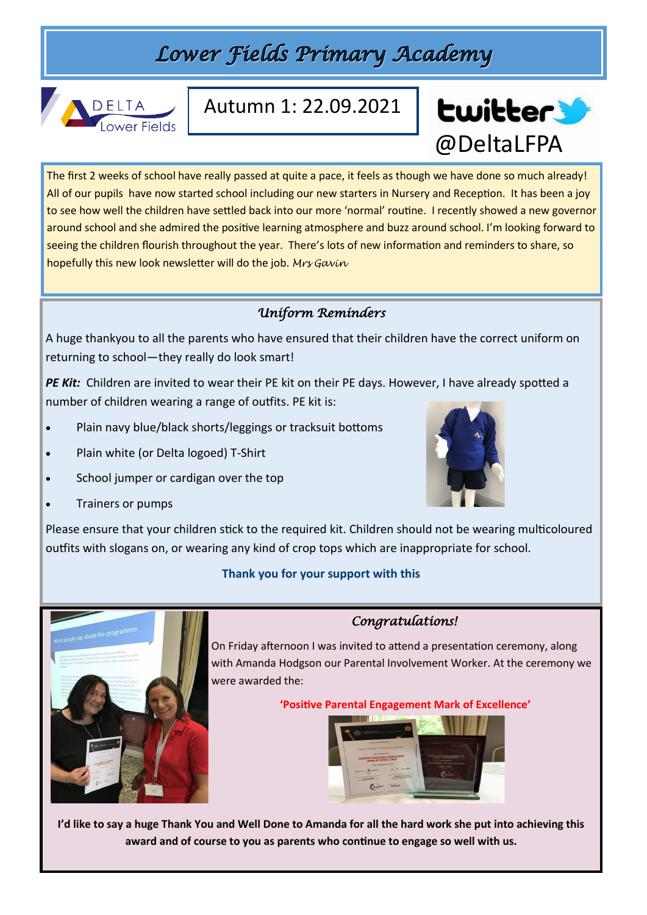# Lower Fields Primary Academy

DELTA Lower Fields

Autumn 1: 22.09.2021

twitter @DeltaLFPA

The first 2 weeks of school have really passed at quite a pace, it feels as though we have done so much already! All of our pupils have now started school including our new starters in Nursery and Reception. It has been a joy to see how well the children have settled back into our more 'normal' routine. I recently showed a new governor around school and she admired the positive learning atmosphere and buzz around school. I'm looking forward to seeing the children flourish throughout the year. There's lots of new information and reminders to share, so hopefully this new look newsletter will do the job. *Mrs Gavin*

## *Uniform Reminders*

A huge thankyou to all the parents who have ensured that their children have the correct uniform on returning to school—they really do look smart!

***PE Kit:*** Children are invited to wear their PE kit on their PE days. However, I have already spotted a number of children wearing a range of outfits. PE kit is:

- Plain navy blue/black shorts/leggings or tracksuit bottoms
- Plain white (or Delta logoed) T-Shirt
- School jumper or cardigan over the top
- Trainers or pumps

Please ensure that your children stick to the required kit. Children should not be wearing multicoloured outfits with slogans on, or wearing any kind of crop tops which are inappropriate for school.

**Thank you for your support with this**

## *Congratulations!*

On Friday afternoon I was invited to attend a presentation ceremony, along with Amanda Hodgson our Parental Involvement Worker. At the ceremony we were awarded the:

**'Positive Parental Engagement Mark of Excellence'**

**I'd like to say a huge Thank You and Well Done to Amanda for all the hard work she put into achieving this award and of course to you as parents who continue to engage so well with us.**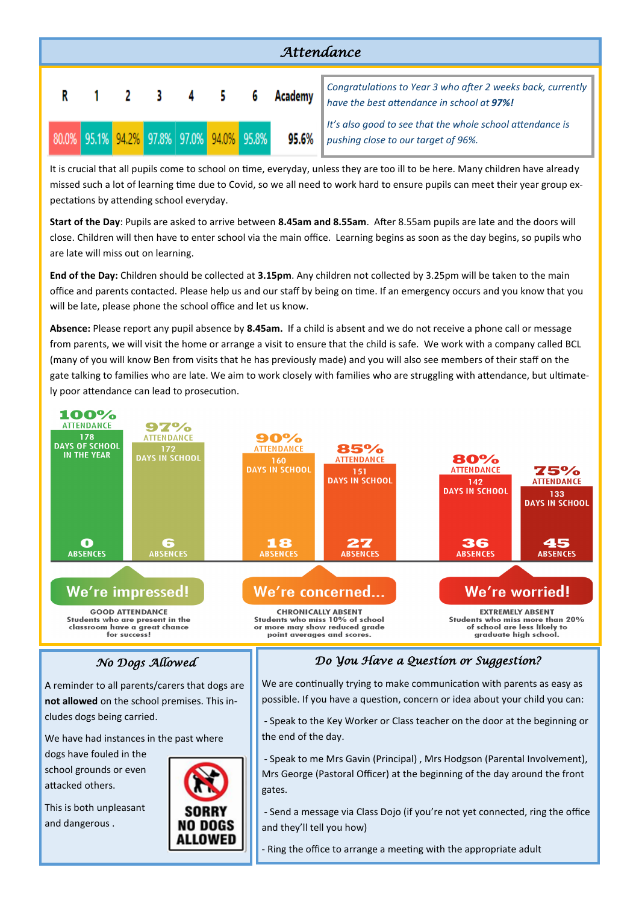## Attendance

| R | 1 | 2 | 3 | 4 | 5 | 6 | Academy |
|---|---|---|---|---|---|---|---|
| 80.0% | 95.1% | 94.2% | 97.8% | 97.0% | 94.0% | 95.8% | 95.6% |

*Congratulations to Year 3 who after 2 weeks back, currently have the best attendance in school at **97%!***

*It's also good to see that the whole school attendance is pushing close to our target of 96%.*

It is crucial that all pupils come to school on time, everyday, unless they are too ill to be here. Many children have already missed such a lot of learning time due to Covid, so we all need to work hard to ensure pupils can meet their year group expectations by attending school everyday.

**Start of the Day**: Pupils are asked to arrive between **8.45am and 8.55am**. After 8.55am pupils are late and the doors will close. Children will then have to enter school via the main office. Learning begins as soon as the day begins, so pupils who are late will miss out on learning.

**End of the Day:** Children should be collected at **3.15pm**. Any children not collected by 3.25pm will be taken to the main office and parents contacted. Please help us and our staff by being on time. If an emergency occurs and you know that you will be late, please phone the school office and let us know.

**Absence:** Please report any pupil absence by **8.45am.** If a child is absent and we do not receive a phone call or message from parents, we will visit the home or arrange a visit to ensure that the child is safe. We work with a company called BCL (many of you will know Ben from visits that he has previously made) and you will also see members of their staff on the gate talking to families who are late. We aim to work closely with families who are struggling with attendance, but ultimately poor attendance can lead to prosecution.

| Attendance | Days in school | Absences |
|---|---|---|
| 100% | 178 days of school in the year | 0 |
| 97% | 172 | 6 |
| 90% | 160 | 18 |
| 85% | 151 | 27 |
| 80% | 142 | 36 |
| 75% | 133 | 45 |

**We're impressed!** — GOOD ATTENDANCE: Students who are present in the classroom have a great chance for success!

**We're concerned...** — CHRONICALLY ABSENT: Students who miss 10% of school or more may show reduced grade point averages and scores.

**We're worried!** — EXTREMELY ABSENT: Students who miss more than 20% of school are less likely to graduate high school.

## No Dogs Allowed

A reminder to all parents/carers that dogs are **not allowed** on the school premises. This includes dogs being carried.

We have had instances in the past where dogs have fouled in the school grounds or even attacked others.

This is both unpleasant and dangerous .

SORRY NO DOGS ALLOWED

## Do You Have a Question or Suggestion?

We are continually trying to make communication with parents as easy as possible. If you have a question, concern or idea about your child you can:

- Speak to the Key Worker or Class teacher on the door at the beginning or the end of the day.
- Speak to me Mrs Gavin (Principal) , Mrs Hodgson (Parental Involvement), Mrs George (Pastoral Officer) at the beginning of the day around the front gates.
- Send a message via Class Dojo (if you're not yet connected, ring the office and they'll tell you how)
- Ring the office to arrange a meeting with the appropriate adult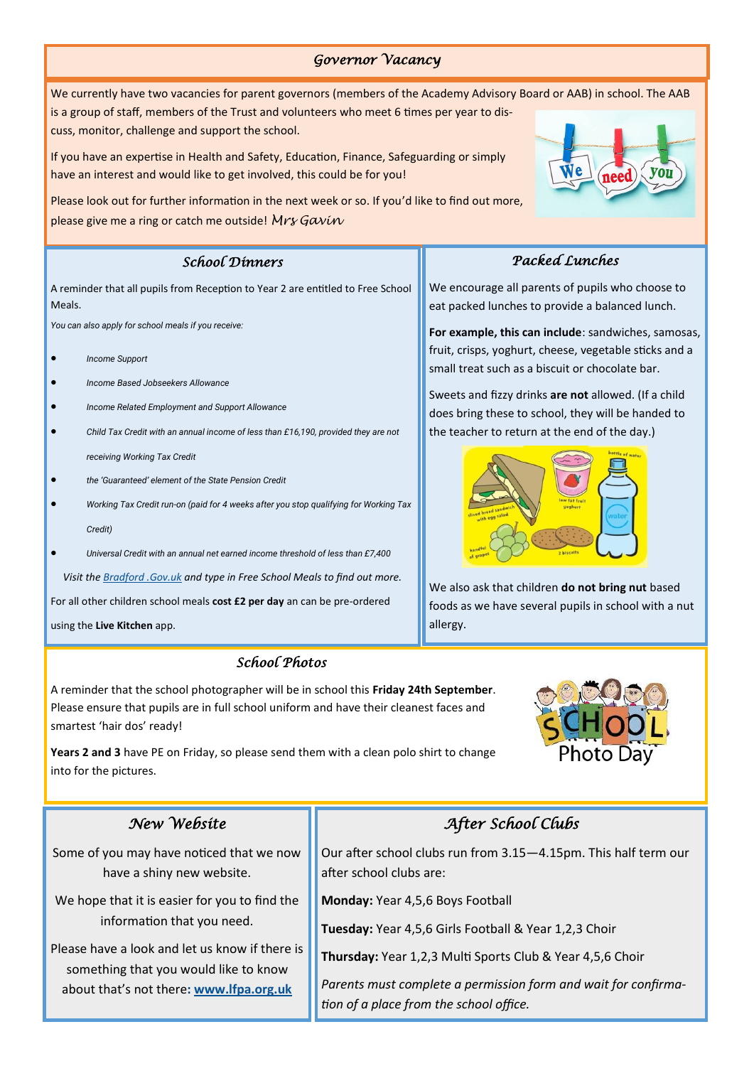## Governor Vacancy

We currently have two vacancies for parent governors (members of the Academy Advisory Board or AAB) in school. The AAB is a group of staff, members of the Trust and volunteers who meet 6 times per year to discuss, monitor, challenge and support the school.

If you have an expertise in Health and Safety, Education, Finance, Safeguarding or simply have an interest and would like to get involved, this could be for you!

Please look out for further information in the next week or so. If you'd like to find out more, please give me a ring or catch me outside! *Mrs Gavin*

## School Dinners

A reminder that all pupils from Reception to Year 2 are entitled to Free School Meals.

*You can also apply for school meals if you receive:*

- *Income Support*
- *Income Based Jobseekers Allowance*
- *Income Related Employment and Support Allowance*
- *Child Tax Credit with an annual income of less than £16,190, provided they are not receiving Working Tax Credit*
- *the 'Guaranteed' element of the State Pension Credit*
- *Working Tax Credit run-on (paid for 4 weeks after you stop qualifying for Working Tax Credit)*
- *Universal Credit with an annual net earned income threshold of less than £7,400*

*Visit the Bradford .Gov.uk and type in Free School Meals to find out more.*

For all other children school meals **cost £2 per day** an can be pre-ordered using the **Live Kitchen** app.

## Packed Lunches

We encourage all parents of pupils who choose to eat packed lunches to provide a balanced lunch.

**For example, this can include**: sandwiches, samosas, fruit, crisps, yoghurt, cheese, vegetable sticks and a small treat such as a biscuit or chocolate bar.

Sweets and fizzy drinks **are not** allowed. (If a child does bring these to school, they will be handed to the teacher to return at the end of the day.)

We also ask that children **do not bring nut** based foods as we have several pupils in school with a nut allergy.

## School Photos

A reminder that the school photographer will be in school this **Friday 24th September**. Please ensure that pupils are in full school uniform and have their cleanest faces and smartest 'hair dos' ready!

**Years 2 and 3** have PE on Friday, so please send them with a clean polo shirt to change into for the pictures.

## New Website

Some of you may have noticed that we now have a shiny new website.

We hope that it is easier for you to find the information that you need.

Please have a look and let us know if there is something that you would like to know about that's not there: **www.lfpa.org.uk**

## After School Clubs

Our after school clubs run from 3.15—4.15pm. This half term our after school clubs are:

**Monday:** Year 4,5,6 Boys Football

**Tuesday:** Year 4,5,6 Girls Football & Year 1,2,3 Choir

**Thursday:** Year 1,2,3 Multi Sports Club & Year 4,5,6 Choir

*Parents must complete a permission form and wait for confirmation of a place from the school office.*